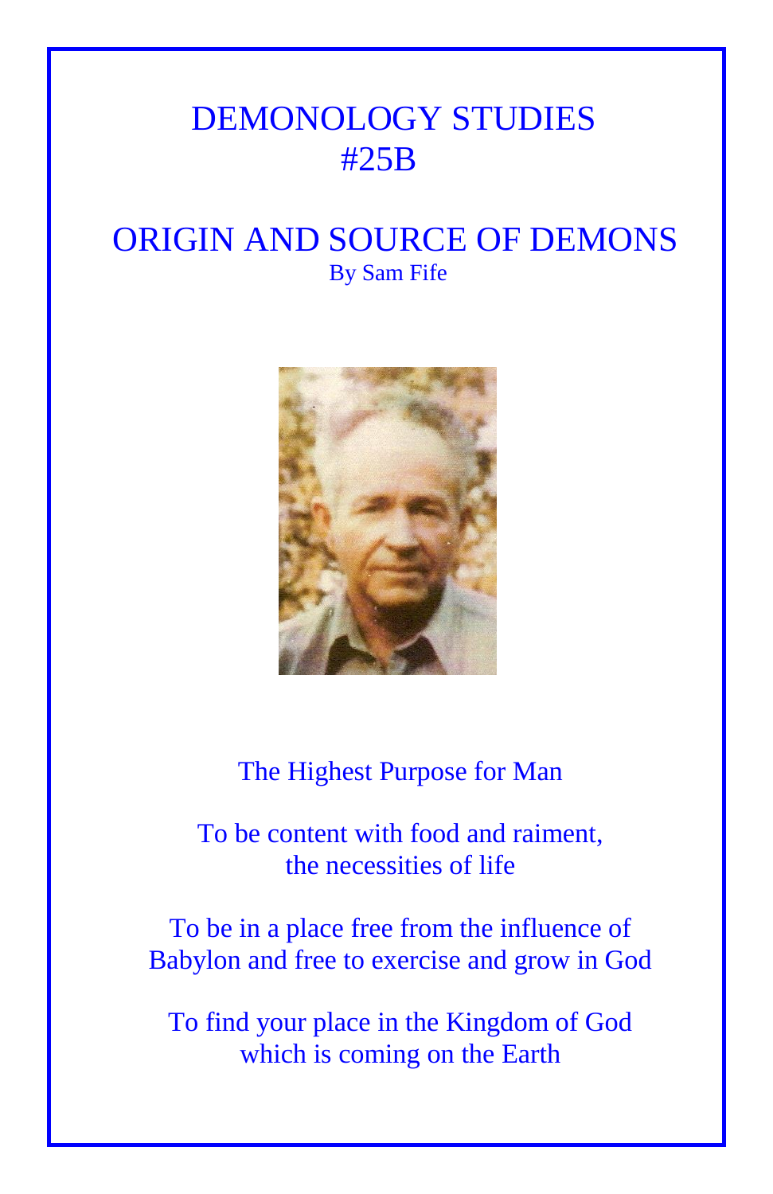# DEMONOLOGY STUDIES #25B

# ORIGIN AND SOURCE OF DEMONS

By Sam Fife

The Highest Purpose for Man

To be content with food and raiment, the necessities of life

To be in a place free from the influence of Babylon and free to exercise and grow in God

To find your place in the Kingdom of God which is coming on the Earth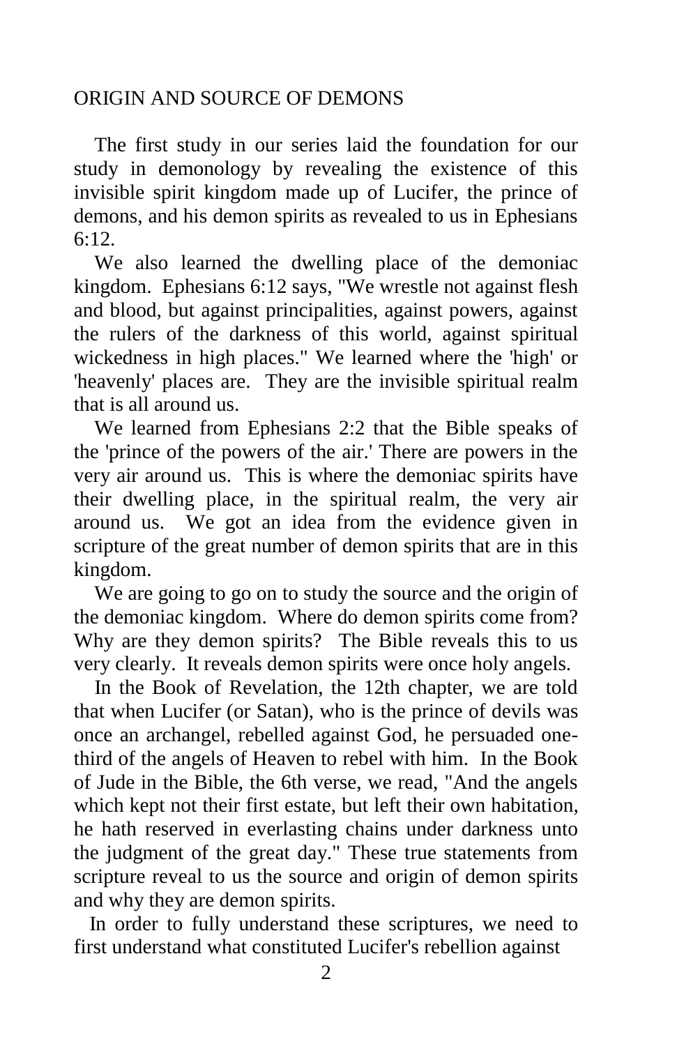## ORIGIN AND SOURCE OF DEMONS

The first study in our series laid the foundation for our study in demonology by revealing the existence of this invisible spirit kingdom made up of Lucifer, the prince of demons, and his demon spirits as revealed to us in Ephesians 6:12.

We also learned the dwelling place of the demoniac kingdom. Ephesians 6:12 says, "We wrestle not against flesh and blood, but against principalities, against powers, against the rulers of the darkness of this world, against spiritual wickedness in high places." We learned where the 'high' or 'heavenly' places are. They are the invisible spiritual realm that is all around us.

We learned from Ephesians 2:2 that the Bible speaks of the 'prince of the powers of the air.' There are powers in the very air around us. This is where the demoniac spirits have their dwelling place, in the spiritual realm, the very air around us. We got an idea from the evidence given in scripture of the great number of demon spirits that are in this kingdom.

We are going to go on to study the source and the origin of the demoniac kingdom. Where do demon spirits come from? Why are they demon spirits? The Bible reveals this to us very clearly. It reveals demon spirits were once holy angels.

In the Book of Revelation, the 12th chapter, we are told that when Lucifer (or Satan), who is the prince of devils was once an archangel, rebelled against God, he persuaded one-third of the angels of Heaven to rebel with him. In the Book of Jude in the Bible, the 6th verse, we read, "And the angels which kept not their first estate, but left their own habitation, he hath reserved in everlasting chains under darkness unto the judgment of the great day." These true statements from scripture reveal to us the source and origin of demon spirits and why they are demon spirits.

In order to fully understand these scriptures, we need to first understand what constituted Lucifer's rebellion against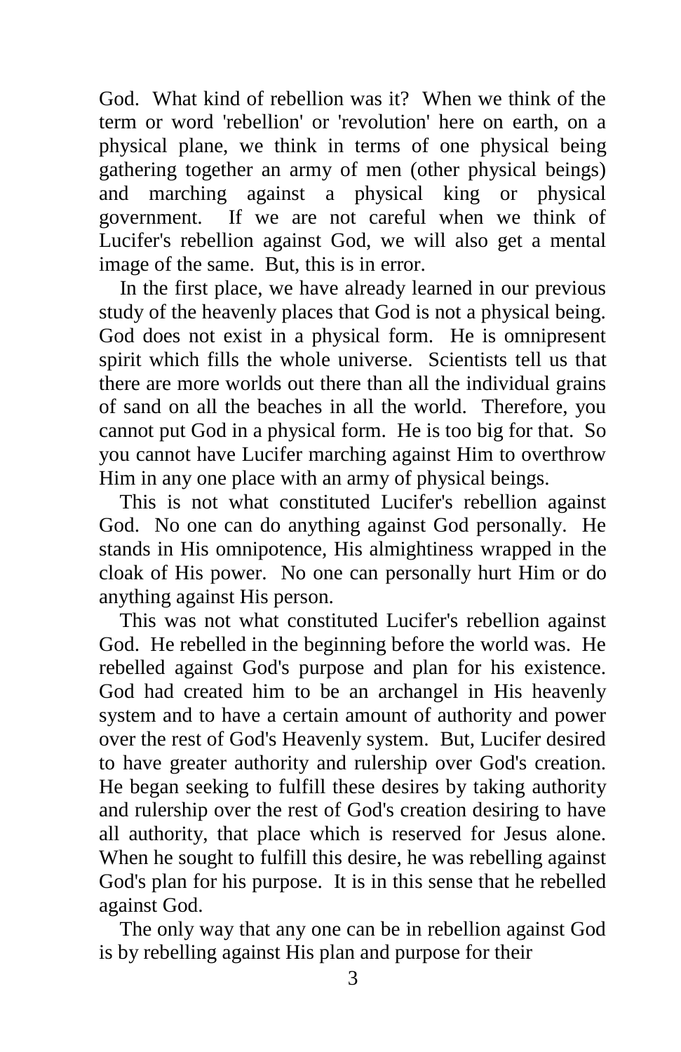God. What kind of rebellion was it? When we think of the term or word 'rebellion' or 'revolution' here on earth, on a physical plane, we think in terms of one physical being gathering together an army of men (other physical beings) and marching against a physical king or physical government. If we are not careful when we think of Lucifer's rebellion against God, we will also get a mental image of the same. But, this is in error.

In the first place, we have already learned in our previous study of the heavenly places that God is not a physical being. God does not exist in a physical form. He is omnipresent spirit which fills the whole universe. Scientists tell us that there are more worlds out there than all the individual grains of sand on all the beaches in all the world. Therefore, you cannot put God in a physical form. He is too big for that. So you cannot have Lucifer marching against Him to overthrow Him in any one place with an army of physical beings.

This is not what constituted Lucifer's rebellion against God. No one can do anything against God personally. He stands in His omnipotence, His almightiness wrapped in the cloak of His power. No one can personally hurt Him or do anything against His person.

This was not what constituted Lucifer's rebellion against God. He rebelled in the beginning before the world was. He rebelled against God's purpose and plan for his existence. God had created him to be an archangel in His heavenly system and to have a certain amount of authority and power over the rest of God's Heavenly system. But, Lucifer desired to have greater authority and rulership over God's creation. He began seeking to fulfill these desires by taking authority and rulership over the rest of God's creation desiring to have all authority, that place which is reserved for Jesus alone. When he sought to fulfill this desire, he was rebelling against God's plan for his purpose. It is in this sense that he rebelled against God.

The only way that any one can be in rebellion against God is by rebelling against His plan and purpose for their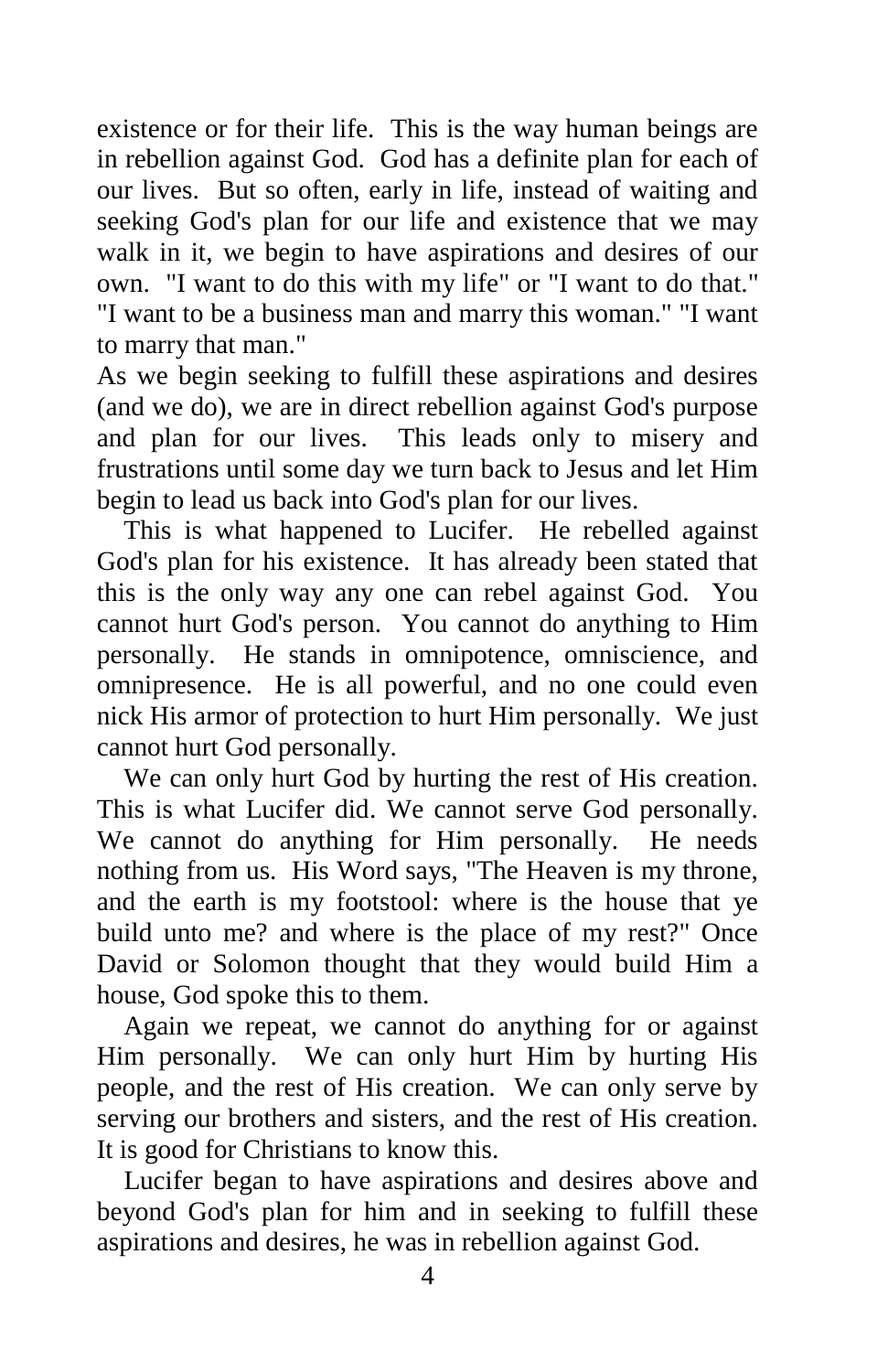existence or for their life. This is the way human beings are in rebellion against God. God has a definite plan for each of our lives. But so often, early in life, instead of waiting and seeking God's plan for our life and existence that we may walk in it, we begin to have aspirations and desires of our own. "I want to do this with my life" or "I want to do that." "I want to be a business man and marry this woman." "I want to marry that man."

As we begin seeking to fulfill these aspirations and desires (and we do), we are in direct rebellion against God's purpose and plan for our lives. This leads only to misery and frustrations until some day we turn back to Jesus and let Him begin to lead us back into God's plan for our lives.

This is what happened to Lucifer. He rebelled against God's plan for his existence. It has already been stated that this is the only way any one can rebel against God. You cannot hurt God's person. You cannot do anything to Him personally. He stands in omnipotence, omniscience, and omnipresence. He is all powerful, and no one could even nick His armor of protection to hurt Him personally. We just cannot hurt God personally.

We can only hurt God by hurting the rest of His creation. This is what Lucifer did. We cannot serve God personally. We cannot do anything for Him personally. He needs nothing from us. His Word says, "The Heaven is my throne, and the earth is my footstool: where is the house that ye build unto me? and where is the place of my rest?" Once David or Solomon thought that they would build Him a house, God spoke this to them.

Again we repeat, we cannot do anything for or against Him personally. We can only hurt Him by hurting His people, and the rest of His creation. We can only serve by serving our brothers and sisters, and the rest of His creation. It is good for Christians to know this.

Lucifer began to have aspirations and desires above and beyond God's plan for him and in seeking to fulfill these aspirations and desires, he was in rebellion against God.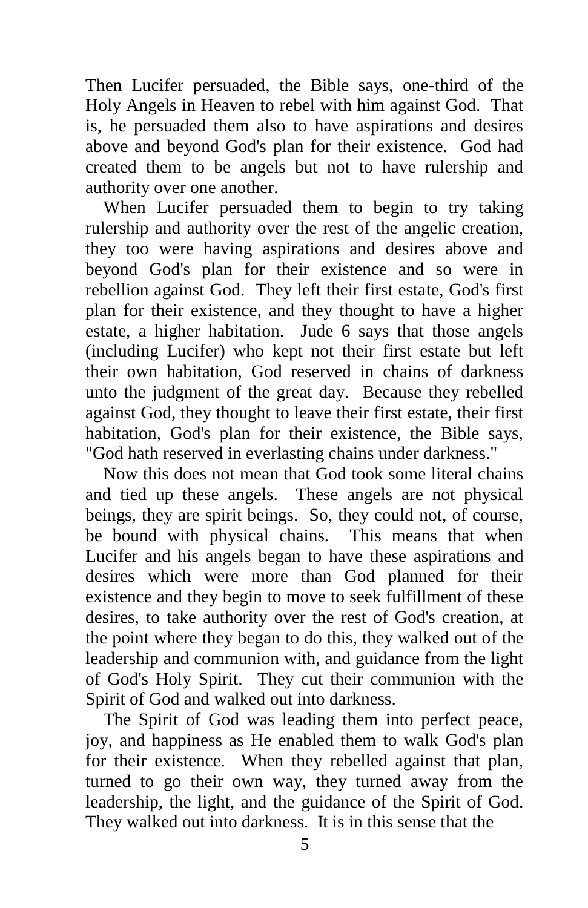Then Lucifer persuaded, the Bible says, one-third of the Holy Angels in Heaven to rebel with him against God. That is, he persuaded them also to have aspirations and desires above and beyond God's plan for their existence. God had created them to be angels but not to have rulership and authority over one another.

When Lucifer persuaded them to begin to try taking rulership and authority over the rest of the angelic creation, they too were having aspirations and desires above and beyond God's plan for their existence and so were in rebellion against God. They left their first estate, God's first plan for their existence, and they thought to have a higher estate, a higher habitation. Jude 6 says that those angels (including Lucifer) who kept not their first estate but left their own habitation, God reserved in chains of darkness unto the judgment of the great day. Because they rebelled against God, they thought to leave their first estate, their first habitation, God's plan for their existence, the Bible says, "God hath reserved in everlasting chains under darkness."

Now this does not mean that God took some literal chains and tied up these angels. These angels are not physical beings, they are spirit beings. So, they could not, of course, be bound with physical chains. This means that when Lucifer and his angels began to have these aspirations and desires which were more than God planned for their existence and they begin to move to seek fulfillment of these desires, to take authority over the rest of God's creation, at the point where they began to do this, they walked out of the leadership and communion with, and guidance from the light of God's Holy Spirit. They cut their communion with the Spirit of God and walked out into darkness.

The Spirit of God was leading them into perfect peace, joy, and happiness as He enabled them to walk God's plan for their existence. When they rebelled against that plan, turned to go their own way, they turned away from the leadership, the light, and the guidance of the Spirit of God. They walked out into darkness. It is in this sense that the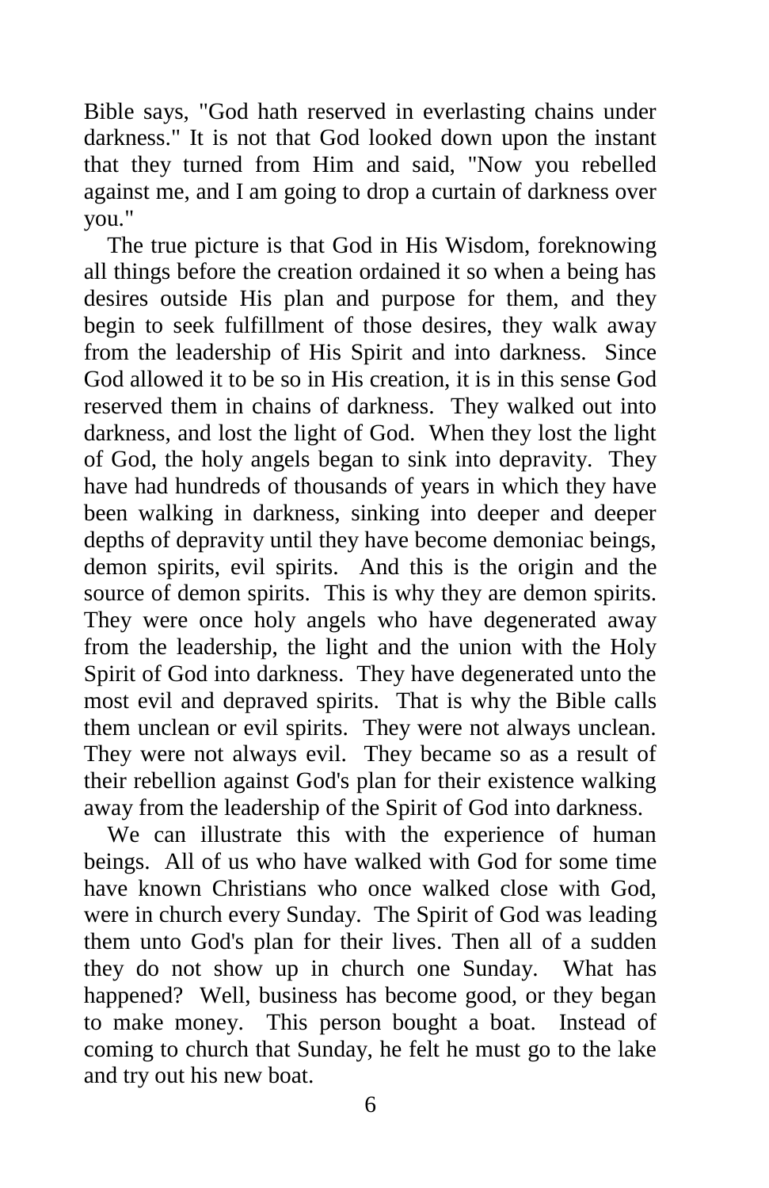Bible says, "God hath reserved in everlasting chains under darkness." It is not that God looked down upon the instant that they turned from Him and said, "Now you rebelled against me, and I am going to drop a curtain of darkness over you."

The true picture is that God in His Wisdom, foreknowing all things before the creation ordained it so when a being has desires outside His plan and purpose for them, and they begin to seek fulfillment of those desires, they walk away from the leadership of His Spirit and into darkness. Since God allowed it to be so in His creation, it is in this sense God reserved them in chains of darkness. They walked out into darkness, and lost the light of God. When they lost the light of God, the holy angels began to sink into depravity. They have had hundreds of thousands of years in which they have been walking in darkness, sinking into deeper and deeper depths of depravity until they have become demoniac beings, demon spirits, evil spirits. And this is the origin and the source of demon spirits. This is why they are demon spirits. They were once holy angels who have degenerated away from the leadership, the light and the union with the Holy Spirit of God into darkness. They have degenerated unto the most evil and depraved spirits. That is why the Bible calls them unclean or evil spirits. They were not always unclean. They were not always evil. They became so as a result of their rebellion against God's plan for their existence walking away from the leadership of the Spirit of God into darkness.

We can illustrate this with the experience of human beings. All of us who have walked with God for some time have known Christians who once walked close with God, were in church every Sunday. The Spirit of God was leading them unto God's plan for their lives. Then all of a sudden they do not show up in church one Sunday. What has happened? Well, business has become good, or they began to make money. This person bought a boat. Instead of coming to church that Sunday, he felt he must go to the lake and try out his new boat.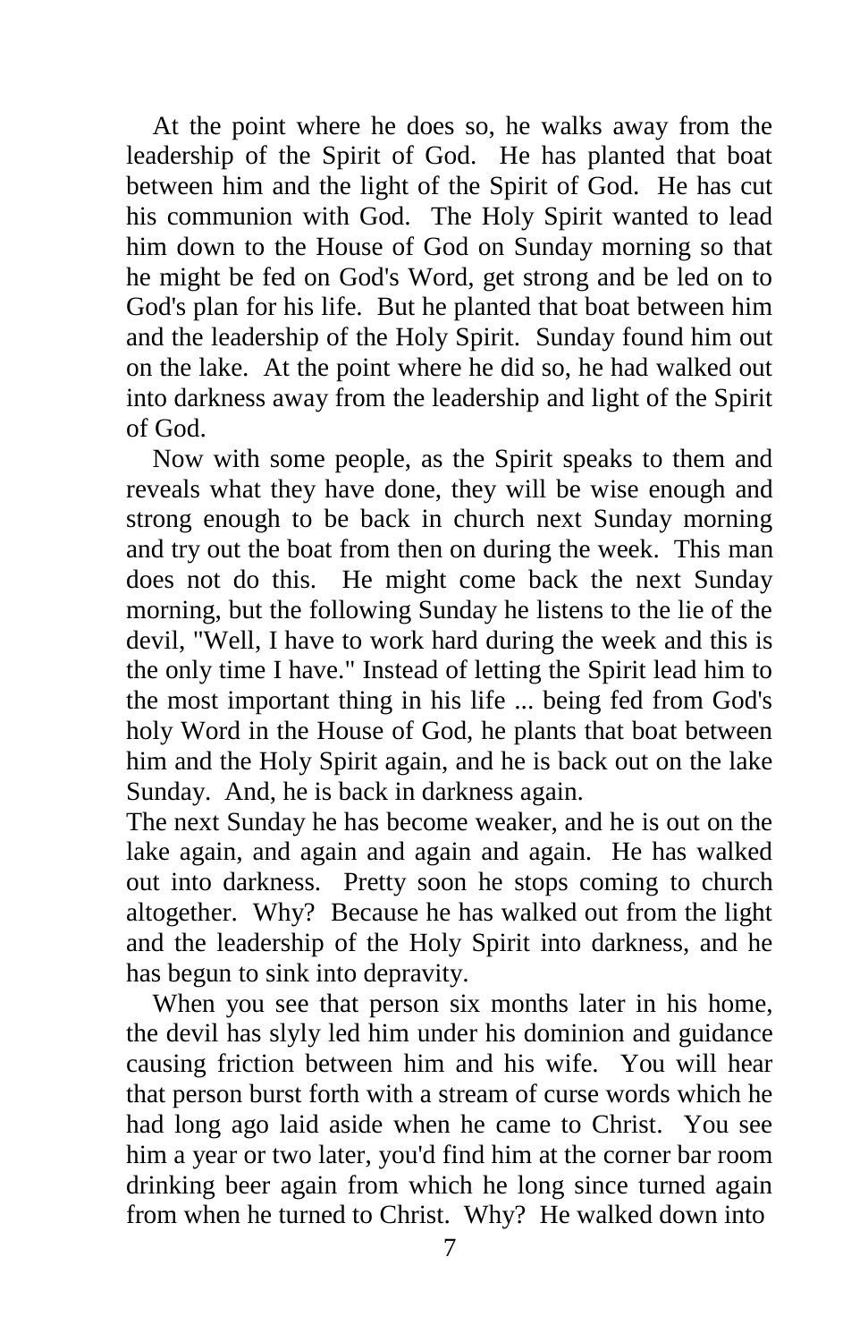At the point where he does so, he walks away from the leadership of the Spirit of God. He has planted that boat between him and the light of the Spirit of God. He has cut his communion with God. The Holy Spirit wanted to lead him down to the House of God on Sunday morning so that he might be fed on God's Word, get strong and be led on to God's plan for his life. But he planted that boat between him and the leadership of the Holy Spirit. Sunday found him out on the lake. At the point where he did so, he had walked out into darkness away from the leadership and light of the Spirit of God.

Now with some people, as the Spirit speaks to them and reveals what they have done, they will be wise enough and strong enough to be back in church next Sunday morning and try out the boat from then on during the week. This man does not do this. He might come back the next Sunday morning, but the following Sunday he listens to the lie of the devil, "Well, I have to work hard during the week and this is the only time I have." Instead of letting the Spirit lead him to the most important thing in his life ... being fed from God's holy Word in the House of God, he plants that boat between him and the Holy Spirit again, and he is back out on the lake Sunday. And, he is back in darkness again.

The next Sunday he has become weaker, and he is out on the lake again, and again and again and again. He has walked out into darkness. Pretty soon he stops coming to church altogether. Why? Because he has walked out from the light and the leadership of the Holy Spirit into darkness, and he has begun to sink into depravity.

When you see that person six months later in his home, the devil has slyly led him under his dominion and guidance causing friction between him and his wife. You will hear that person burst forth with a stream of curse words which he had long ago laid aside when he came to Christ. You see him a year or two later, you'd find him at the corner bar room drinking beer again from which he long since turned again from when he turned to Christ. Why? He walked down into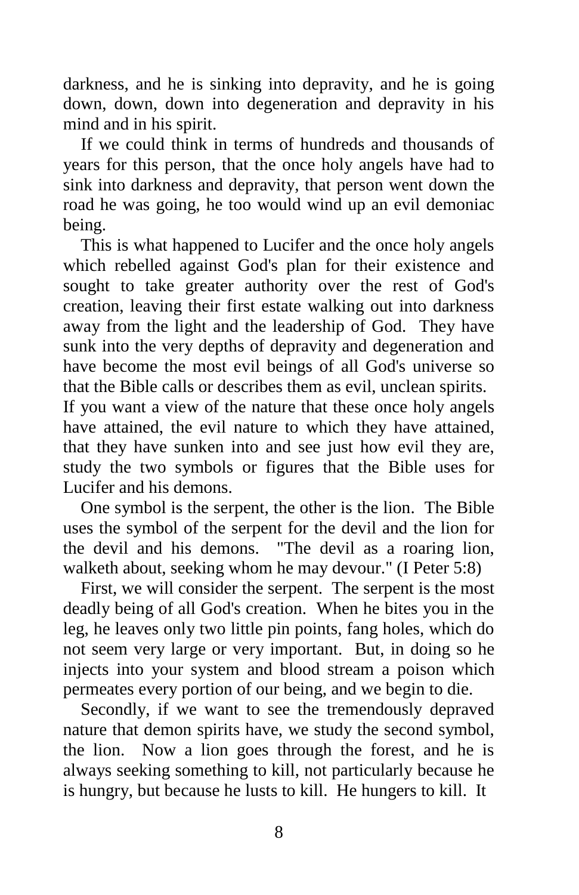darkness, and he is sinking into depravity, and he is going down, down, down into degeneration and depravity in his mind and in his spirit.

If we could think in terms of hundreds and thousands of years for this person, that the once holy angels have had to sink into darkness and depravity, that person went down the road he was going, he too would wind up an evil demoniac being.

This is what happened to Lucifer and the once holy angels which rebelled against God's plan for their existence and sought to take greater authority over the rest of God's creation, leaving their first estate walking out into darkness away from the light and the leadership of God. They have sunk into the very depths of depravity and degeneration and have become the most evil beings of all God's universe so that the Bible calls or describes them as evil, unclean spirits. If you want a view of the nature that these once holy angels have attained, the evil nature to which they have attained, that they have sunken into and see just how evil they are, study the two symbols or figures that the Bible uses for Lucifer and his demons.

One symbol is the serpent, the other is the lion. The Bible uses the symbol of the serpent for the devil and the lion for the devil and his demons. "The devil as a roaring lion, walketh about, seeking whom he may devour." (I Peter 5:8)

First, we will consider the serpent. The serpent is the most deadly being of all God's creation. When he bites you in the leg, he leaves only two little pin points, fang holes, which do not seem very large or very important. But, in doing so he injects into your system and blood stream a poison which permeates every portion of our being, and we begin to die.

Secondly, if we want to see the tremendously depraved nature that demon spirits have, we study the second symbol, the lion. Now a lion goes through the forest, and he is always seeking something to kill, not particularly because he is hungry, but because he lusts to kill. He hungers to kill. It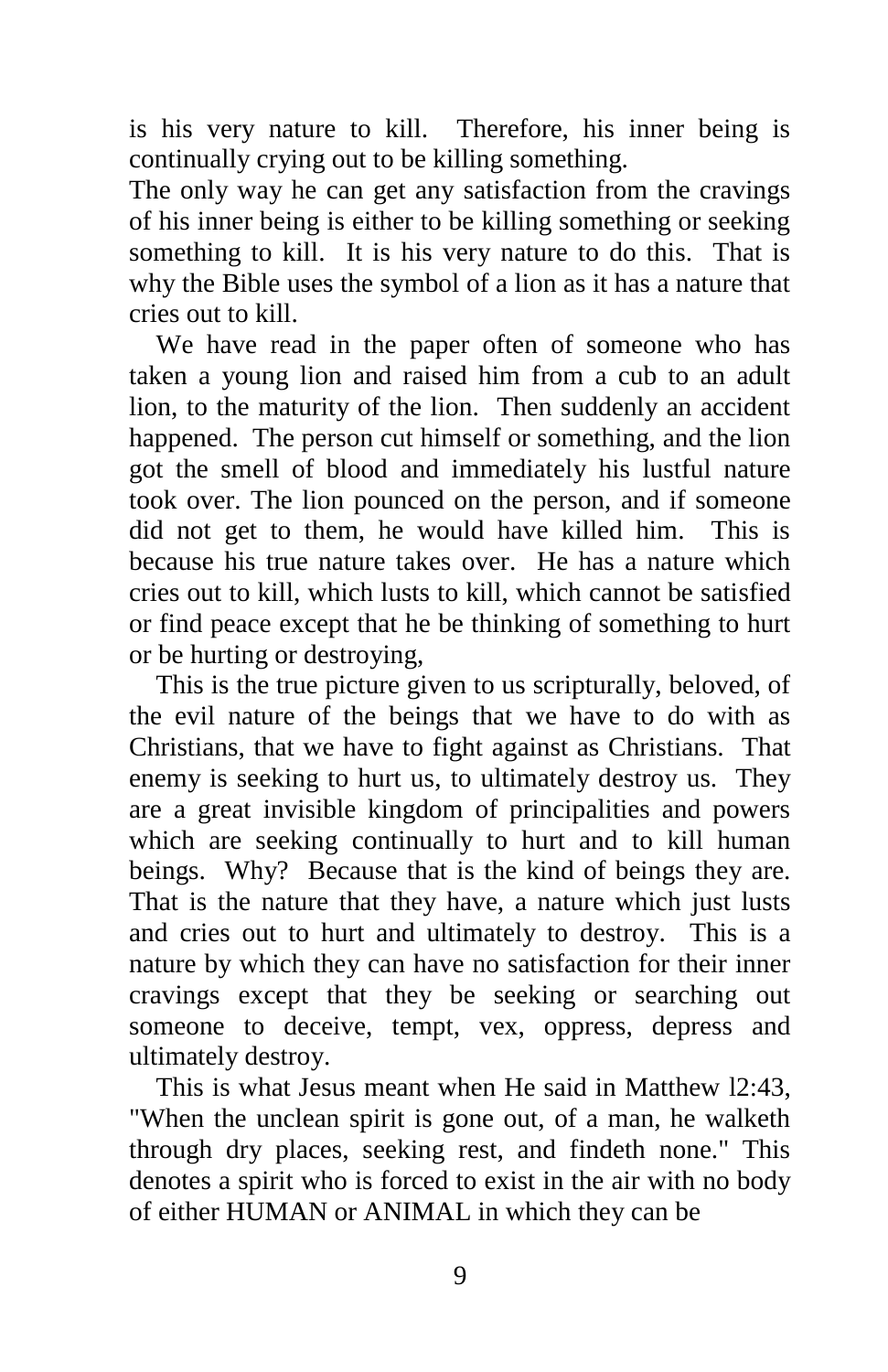is his very nature to kill. Therefore, his inner being is continually crying out to be killing something.

The only way he can get any satisfaction from the cravings of his inner being is either to be killing something or seeking something to kill. It is his very nature to do this. That is why the Bible uses the symbol of a lion as it has a nature that cries out to kill.

We have read in the paper often of someone who has taken a young lion and raised him from a cub to an adult lion, to the maturity of the lion. Then suddenly an accident happened. The person cut himself or something, and the lion got the smell of blood and immediately his lustful nature took over. The lion pounced on the person, and if someone did not get to them, he would have killed him. This is because his true nature takes over. He has a nature which cries out to kill, which lusts to kill, which cannot be satisfied or find peace except that he be thinking of something to hurt or be hurting or destroying,

This is the true picture given to us scripturally, beloved, of the evil nature of the beings that we have to do with as Christians, that we have to fight against as Christians. That enemy is seeking to hurt us, to ultimately destroy us. They are a great invisible kingdom of principalities and powers which are seeking continually to hurt and to kill human beings. Why? Because that is the kind of beings they are. That is the nature that they have, a nature which just lusts and cries out to hurt and ultimately to destroy. This is a nature by which they can have no satisfaction for their inner cravings except that they be seeking or searching out someone to deceive, tempt, vex, oppress, depress and ultimately destroy.

This is what Jesus meant when He said in Matthew l2:43, "When the unclean spirit is gone out, of a man, he walketh through dry places, seeking rest, and findeth none." This denotes a spirit who is forced to exist in the air with no body of either HUMAN or ANIMAL in which they can be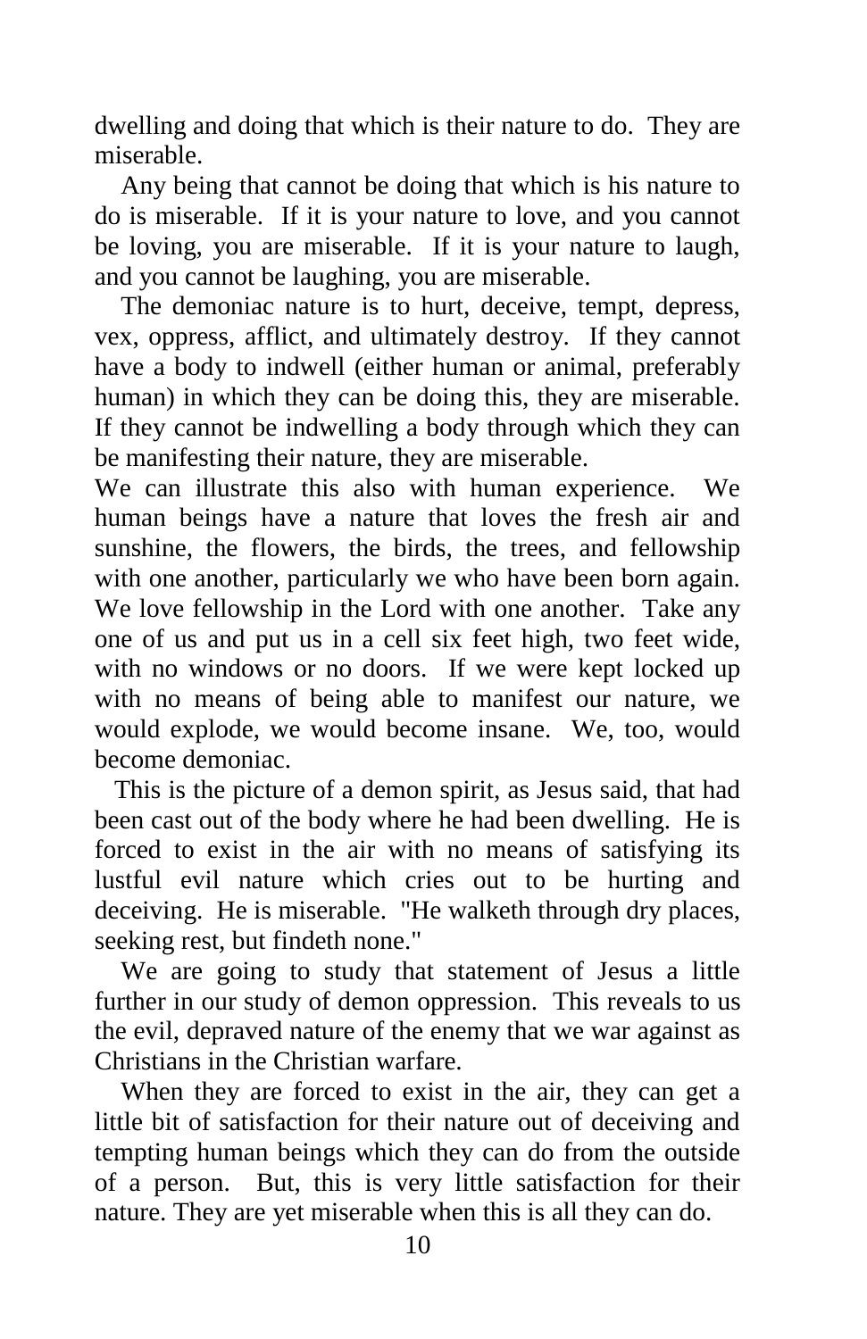dwelling and doing that which is their nature to do. They are miserable.

Any being that cannot be doing that which is his nature to do is miserable. If it is your nature to love, and you cannot be loving, you are miserable. If it is your nature to laugh, and you cannot be laughing, you are miserable.

The demoniac nature is to hurt, deceive, tempt, depress, vex, oppress, afflict, and ultimately destroy. If they cannot have a body to indwell (either human or animal, preferably human) in which they can be doing this, they are miserable. If they cannot be indwelling a body through which they can be manifesting their nature, they are miserable.

We can illustrate this also with human experience. We human beings have a nature that loves the fresh air and sunshine, the flowers, the birds, the trees, and fellowship with one another, particularly we who have been born again. We love fellowship in the Lord with one another. Take any one of us and put us in a cell six feet high, two feet wide, with no windows or no doors. If we were kept locked up with no means of being able to manifest our nature, we would explode, we would become insane. We, too, would become demoniac.

This is the picture of a demon spirit, as Jesus said, that had been cast out of the body where he had been dwelling. He is forced to exist in the air with no means of satisfying its lustful evil nature which cries out to be hurting and deceiving. He is miserable. "He walketh through dry places, seeking rest, but findeth none."

We are going to study that statement of Jesus a little further in our study of demon oppression. This reveals to us the evil, depraved nature of the enemy that we war against as Christians in the Christian warfare.

When they are forced to exist in the air, they can get a little bit of satisfaction for their nature out of deceiving and tempting human beings which they can do from the outside of a person. But, this is very little satisfaction for their nature. They are yet miserable when this is all they can do.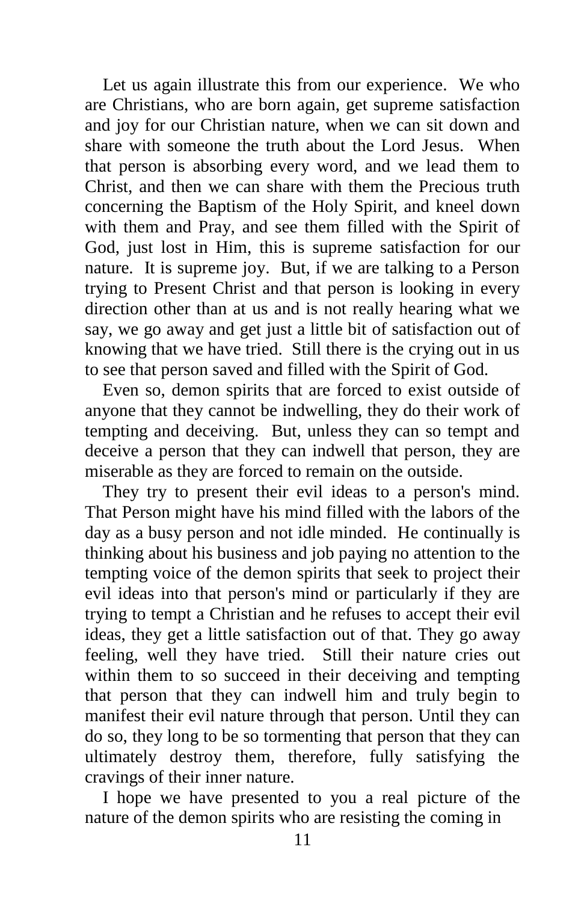Let us again illustrate this from our experience. We who are Christians, who are born again, get supreme satisfaction and joy for our Christian nature, when we can sit down and share with someone the truth about the Lord Jesus. When that person is absorbing every word, and we lead them to Christ, and then we can share with them the Precious truth concerning the Baptism of the Holy Spirit, and kneel down with them and Pray, and see them filled with the Spirit of God, just lost in Him, this is supreme satisfaction for our nature. It is supreme joy. But, if we are talking to a Person trying to Present Christ and that person is looking in every direction other than at us and is not really hearing what we say, we go away and get just a little bit of satisfaction out of knowing that we have tried. Still there is the crying out in us to see that person saved and filled with the Spirit of God.

Even so, demon spirits that are forced to exist outside of anyone that they cannot be indwelling, they do their work of tempting and deceiving. But, unless they can so tempt and deceive a person that they can indwell that person, they are miserable as they are forced to remain on the outside.

They try to present their evil ideas to a person's mind. That Person might have his mind filled with the labors of the day as a busy person and not idle minded. He continually is thinking about his business and job paying no attention to the tempting voice of the demon spirits that seek to project their evil ideas into that person's mind or particularly if they are trying to tempt a Christian and he refuses to accept their evil ideas, they get a little satisfaction out of that. They go away feeling, well they have tried. Still their nature cries out within them to so succeed in their deceiving and tempting that person that they can indwell him and truly begin to manifest their evil nature through that person. Until they can do so, they long to be so tormenting that person that they can ultimately destroy them, therefore, fully satisfying the cravings of their inner nature.

I hope we have presented to you a real picture of the nature of the demon spirits who are resisting the coming in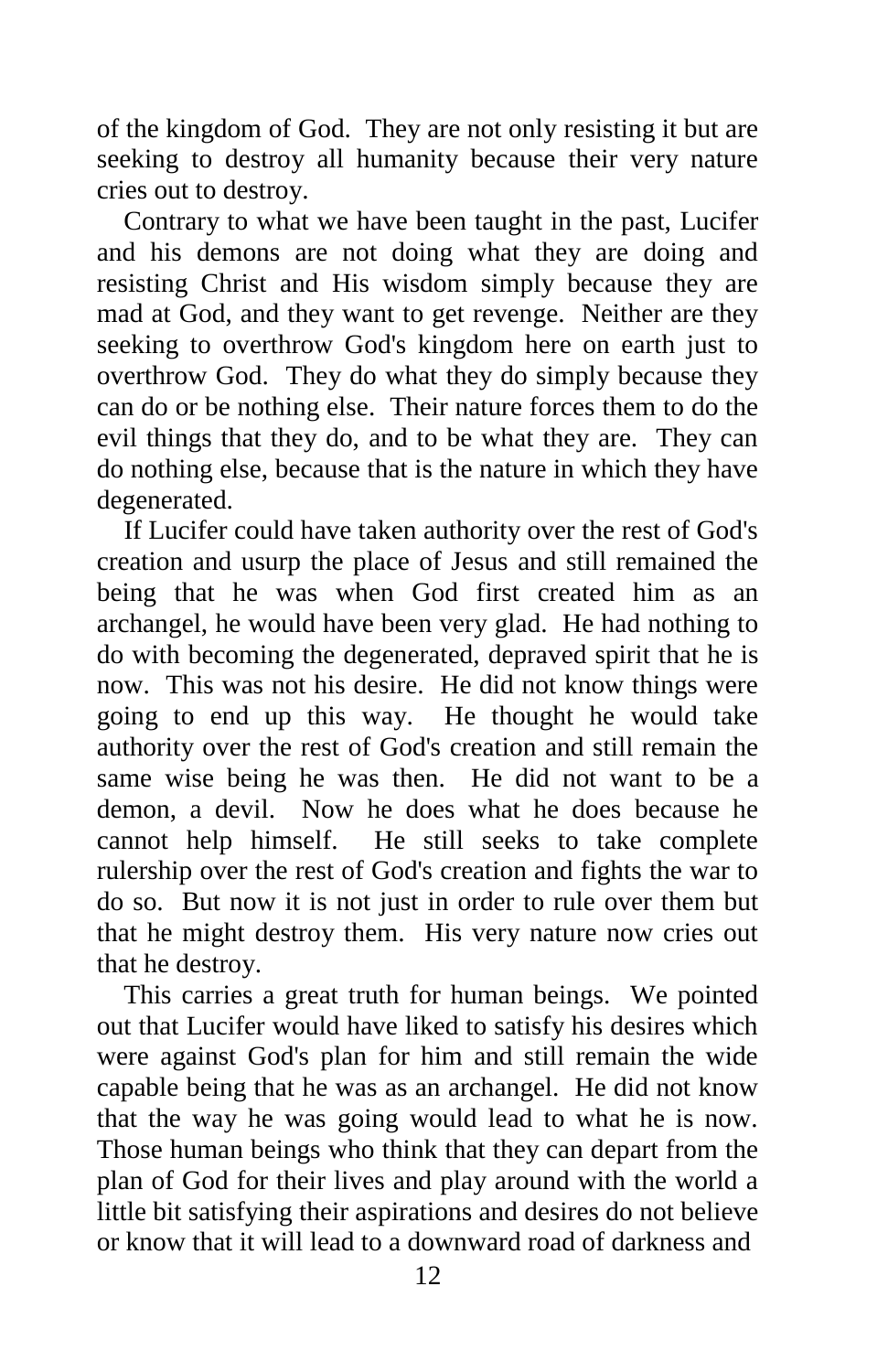of the kingdom of God. They are not only resisting it but are seeking to destroy all humanity because their very nature cries out to destroy.

Contrary to what we have been taught in the past, Lucifer and his demons are not doing what they are doing and resisting Christ and His wisdom simply because they are mad at God, and they want to get revenge. Neither are they seeking to overthrow God's kingdom here on earth just to overthrow God. They do what they do simply because they can do or be nothing else. Their nature forces them to do the evil things that they do, and to be what they are. They can do nothing else, because that is the nature in which they have degenerated.

If Lucifer could have taken authority over the rest of God's creation and usurp the place of Jesus and still remained the being that he was when God first created him as an archangel, he would have been very glad. He had nothing to do with becoming the degenerated, depraved spirit that he is now. This was not his desire. He did not know things were going to end up this way. He thought he would take authority over the rest of God's creation and still remain the same wise being he was then. He did not want to be a demon, a devil. Now he does what he does because he cannot help himself. He still seeks to take complete rulership over the rest of God's creation and fights the war to do so. But now it is not just in order to rule over them but that he might destroy them. His very nature now cries out that he destroy.

This carries a great truth for human beings. We pointed out that Lucifer would have liked to satisfy his desires which were against God's plan for him and still remain the wide capable being that he was as an archangel. He did not know that the way he was going would lead to what he is now. Those human beings who think that they can depart from the plan of God for their lives and play around with the world a little bit satisfying their aspirations and desires do not believe or know that it will lead to a downward road of darkness and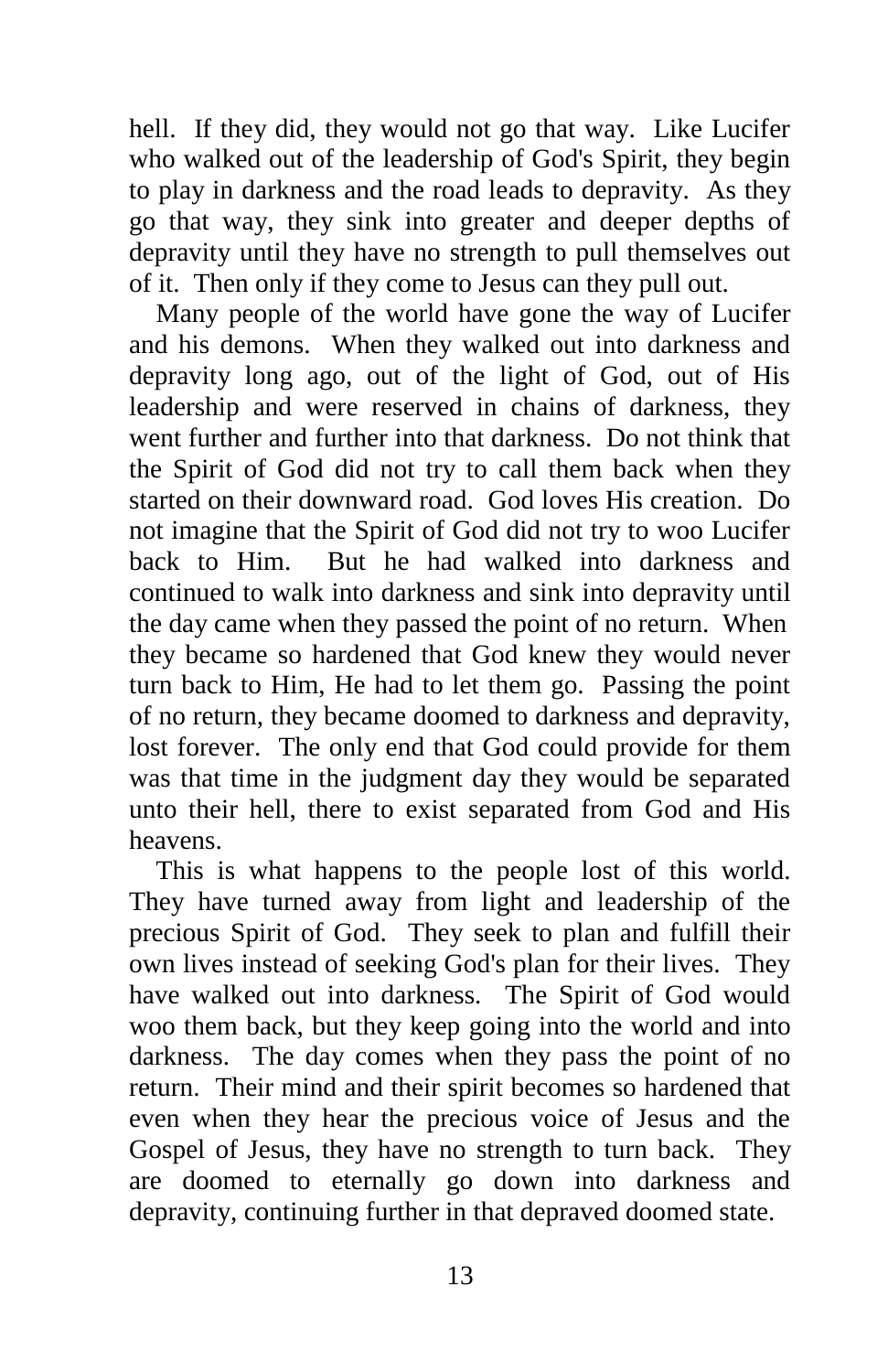hell. If they did, they would not go that way. Like Lucifer who walked out of the leadership of God's Spirit, they begin to play in darkness and the road leads to depravity. As they go that way, they sink into greater and deeper depths of depravity until they have no strength to pull themselves out of it. Then only if they come to Jesus can they pull out.

Many people of the world have gone the way of Lucifer and his demons. When they walked out into darkness and depravity long ago, out of the light of God, out of His leadership and were reserved in chains of darkness, they went further and further into that darkness. Do not think that the Spirit of God did not try to call them back when they started on their downward road. God loves His creation. Do not imagine that the Spirit of God did not try to woo Lucifer back to Him. But he had walked into darkness and continued to walk into darkness and sink into depravity until the day came when they passed the point of no return. When they became so hardened that God knew they would never turn back to Him, He had to let them go. Passing the point of no return, they became doomed to darkness and depravity, lost forever. The only end that God could provide for them was that time in the judgment day they would be separated unto their hell, there to exist separated from God and His heavens.

This is what happens to the people lost of this world. They have turned away from light and leadership of the precious Spirit of God. They seek to plan and fulfill their own lives instead of seeking God's plan for their lives. They have walked out into darkness. The Spirit of God would woo them back, but they keep going into the world and into darkness. The day comes when they pass the point of no return. Their mind and their spirit becomes so hardened that even when they hear the precious voice of Jesus and the Gospel of Jesus, they have no strength to turn back. They are doomed to eternally go down into darkness and depravity, continuing further in that depraved doomed state.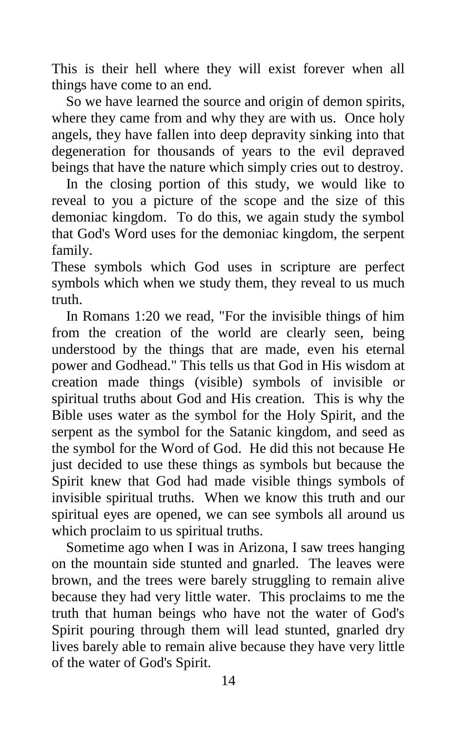This is their hell where they will exist forever when all things have come to an end.

So we have learned the source and origin of demon spirits, where they came from and why they are with us. Once holy angels, they have fallen into deep depravity sinking into that degeneration for thousands of years to the evil depraved beings that have the nature which simply cries out to destroy.

In the closing portion of this study, we would like to reveal to you a picture of the scope and the size of this demoniac kingdom. To do this, we again study the symbol that God's Word uses for the demoniac kingdom, the serpent family.

These symbols which God uses in scripture are perfect symbols which when we study them, they reveal to us much truth.

In Romans 1:20 we read, "For the invisible things of him from the creation of the world are clearly seen, being understood by the things that are made, even his eternal power and Godhead." This tells us that God in His wisdom at creation made things (visible) symbols of invisible or spiritual truths about God and His creation. This is why the Bible uses water as the symbol for the Holy Spirit, and the serpent as the symbol for the Satanic kingdom, and seed as the symbol for the Word of God. He did this not because He just decided to use these things as symbols but because the Spirit knew that God had made visible things symbols of invisible spiritual truths. When we know this truth and our spiritual eyes are opened, we can see symbols all around us which proclaim to us spiritual truths.

Sometime ago when I was in Arizona, I saw trees hanging on the mountain side stunted and gnarled. The leaves were brown, and the trees were barely struggling to remain alive because they had very little water. This proclaims to me the truth that human beings who have not the water of God's Spirit pouring through them will lead stunted, gnarled dry lives barely able to remain alive because they have very little of the water of God's Spirit.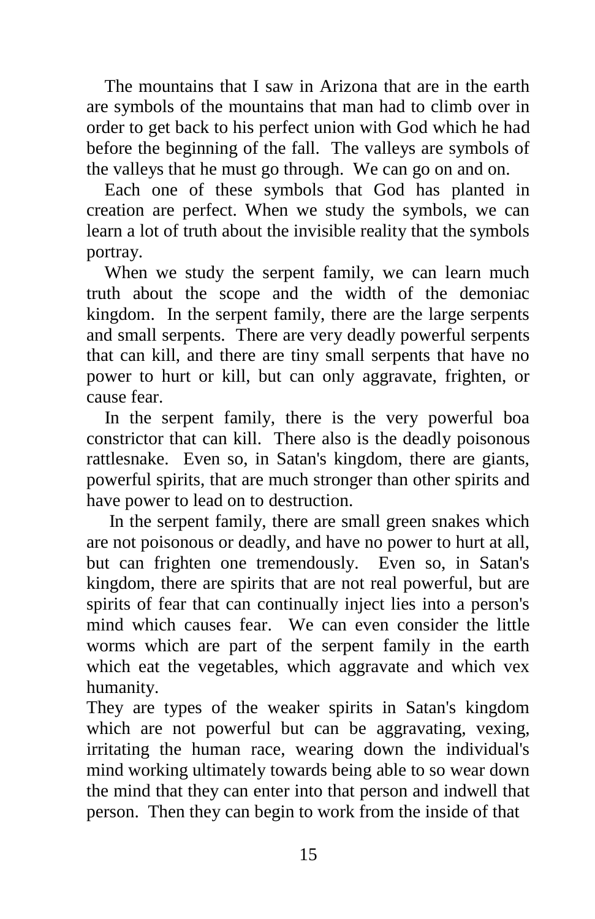The mountains that I saw in Arizona that are in the earth are symbols of the mountains that man had to climb over in order to get back to his perfect union with God which he had before the beginning of the fall. The valleys are symbols of the valleys that he must go through. We can go on and on.

Each one of these symbols that God has planted in creation are perfect. When we study the symbols, we can learn a lot of truth about the invisible reality that the symbols portray.

When we study the serpent family, we can learn much truth about the scope and the width of the demoniac kingdom. In the serpent family, there are the large serpents and small serpents. There are very deadly powerful serpents that can kill, and there are tiny small serpents that have no power to hurt or kill, but can only aggravate, frighten, or cause fear.

In the serpent family, there is the very powerful boa constrictor that can kill. There also is the deadly poisonous rattlesnake. Even so, in Satan's kingdom, there are giants, powerful spirits, that are much stronger than other spirits and have power to lead on to destruction.

In the serpent family, there are small green snakes which are not poisonous or deadly, and have no power to hurt at all, but can frighten one tremendously. Even so, in Satan's kingdom, there are spirits that are not real powerful, but are spirits of fear that can continually inject lies into a person's mind which causes fear. We can even consider the little worms which are part of the serpent family in the earth which eat the vegetables, which aggravate and which vex humanity.

They are types of the weaker spirits in Satan's kingdom which are not powerful but can be aggravating, vexing, irritating the human race, wearing down the individual's mind working ultimately towards being able to so wear down the mind that they can enter into that person and indwell that person. Then they can begin to work from the inside of that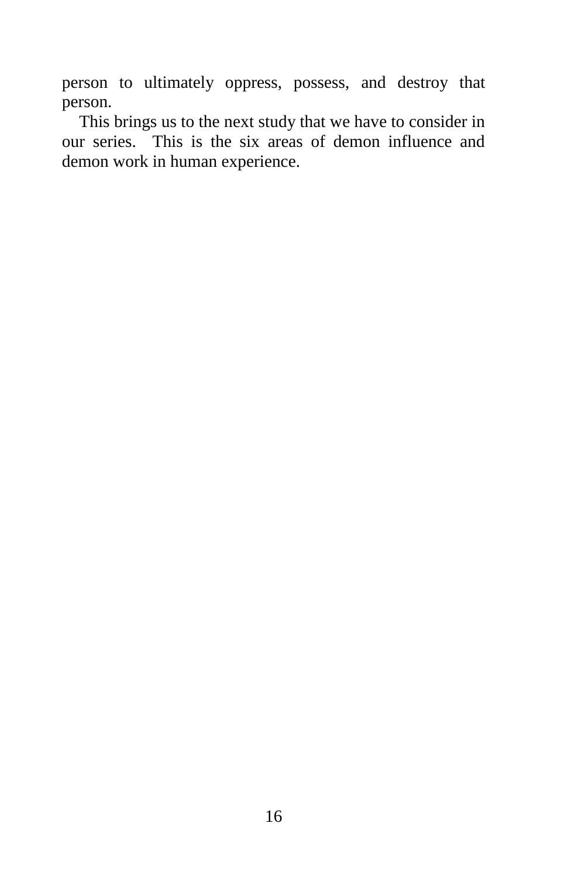person to ultimately oppress, possess, and destroy that person.

This brings us to the next study that we have to consider in our series. This is the six areas of demon influence and demon work in human experience.